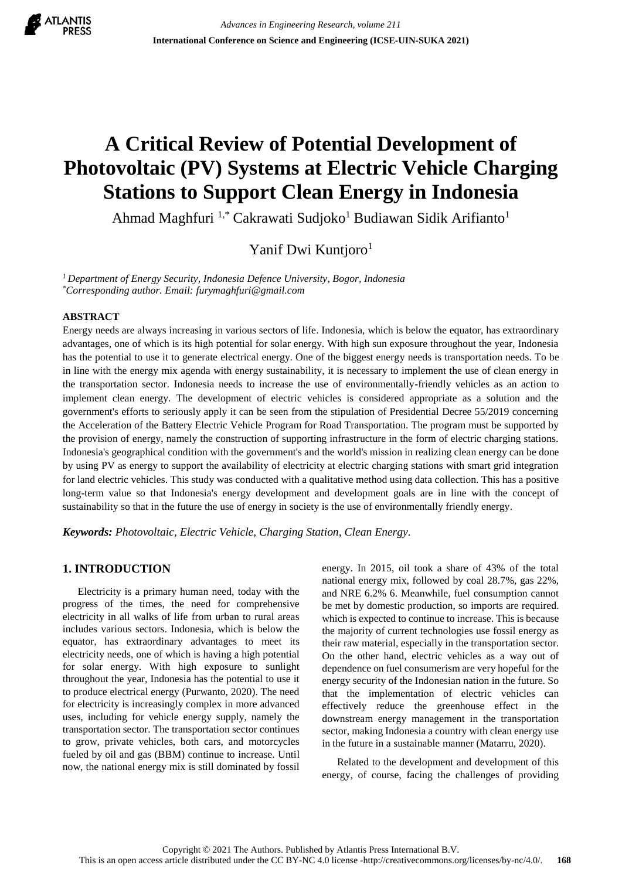# A Critical Review of Potential Development of Photovoltaic (PV) Systems at Electric Vehicle Charging Stations to Support Clean Energy in Indonesia

Ahmad Maghfuri [1,*] Cakrawati Sudjoko[1] Budiawan Sidik Arifianto[1]

Yanif Dwi Kuntjoro[1]

*[1] Department of Energy Security, Indonesia Defence University, Bogor, Indonesia*
*[*]Corresponding author. Email: furymaghfuri@gmail.com*

## ABSTRACT

Energy needs are always increasing in various sectors of life. Indonesia, which is below the equator, has extraordinary advantages, one of which is its high potential for solar energy. With high sun exposure throughout the year, Indonesia has the potential to use it to generate electrical energy. One of the biggest energy needs is transportation needs. To be in line with the energy mix agenda with energy sustainability, it is necessary to implement the use of clean energy in the transportation sector. Indonesia needs to increase the use of environmentally-friendly vehicles as an action to implement clean energy. The development of electric vehicles is considered appropriate as a solution and the government's efforts to seriously apply it can be seen from the stipulation of Presidential Decree 55/2019 concerning the Acceleration of the Battery Electric Vehicle Program for Road Transportation. The program must be supported by the provision of energy, namely the construction of supporting infrastructure in the form of electric charging stations. Indonesia's geographical condition with the government's and the world's mission in realizing clean energy can be done by using PV as energy to support the availability of electricity at electric charging stations with smart grid integration for land electric vehicles. This study was conducted with a qualitative method using data collection. This has a positive long-term value so that Indonesia's energy development and development goals are in line with the concept of sustainability so that in the future the use of energy in society is the use of environmentally friendly energy.

***Keywords:** Photovoltaic, Electric Vehicle, Charging Station, Clean Energy.*

## 1. INTRODUCTION

Electricity is a primary human need, today with the progress of the times, the need for comprehensive electricity in all walks of life from urban to rural areas includes various sectors. Indonesia, which is below the equator, has extraordinary advantages to meet its electricity needs, one of which is having a high potential for solar energy. With high exposure to sunlight throughout the year, Indonesia has the potential to use it to produce electrical energy (Purwanto, 2020). The need for electricity is increasingly complex in more advanced uses, including for vehicle energy supply, namely the transportation sector. The transportation sector continues to grow, private vehicles, both cars, and motorcycles fueled by oil and gas (BBM) continue to increase. Until now, the national energy mix is still dominated by fossil energy. In 2015, oil took a share of 43% of the total national energy mix, followed by coal 28.7%, gas 22%, and NRE 6.2% 6. Meanwhile, fuel consumption cannot be met by domestic production, so imports are required. which is expected to continue to increase. This is because the majority of current technologies use fossil energy as their raw material, especially in the transportation sector. On the other hand, electric vehicles as a way out of dependence on fuel consumerism are very hopeful for the energy security of the Indonesian nation in the future. So that the implementation of electric vehicles can effectively reduce the greenhouse effect in the downstream energy management in the transportation sector, making Indonesia a country with clean energy use in the future in a sustainable manner (Matarru, 2020).

Related to the development and development of this energy, of course, facing the challenges of providing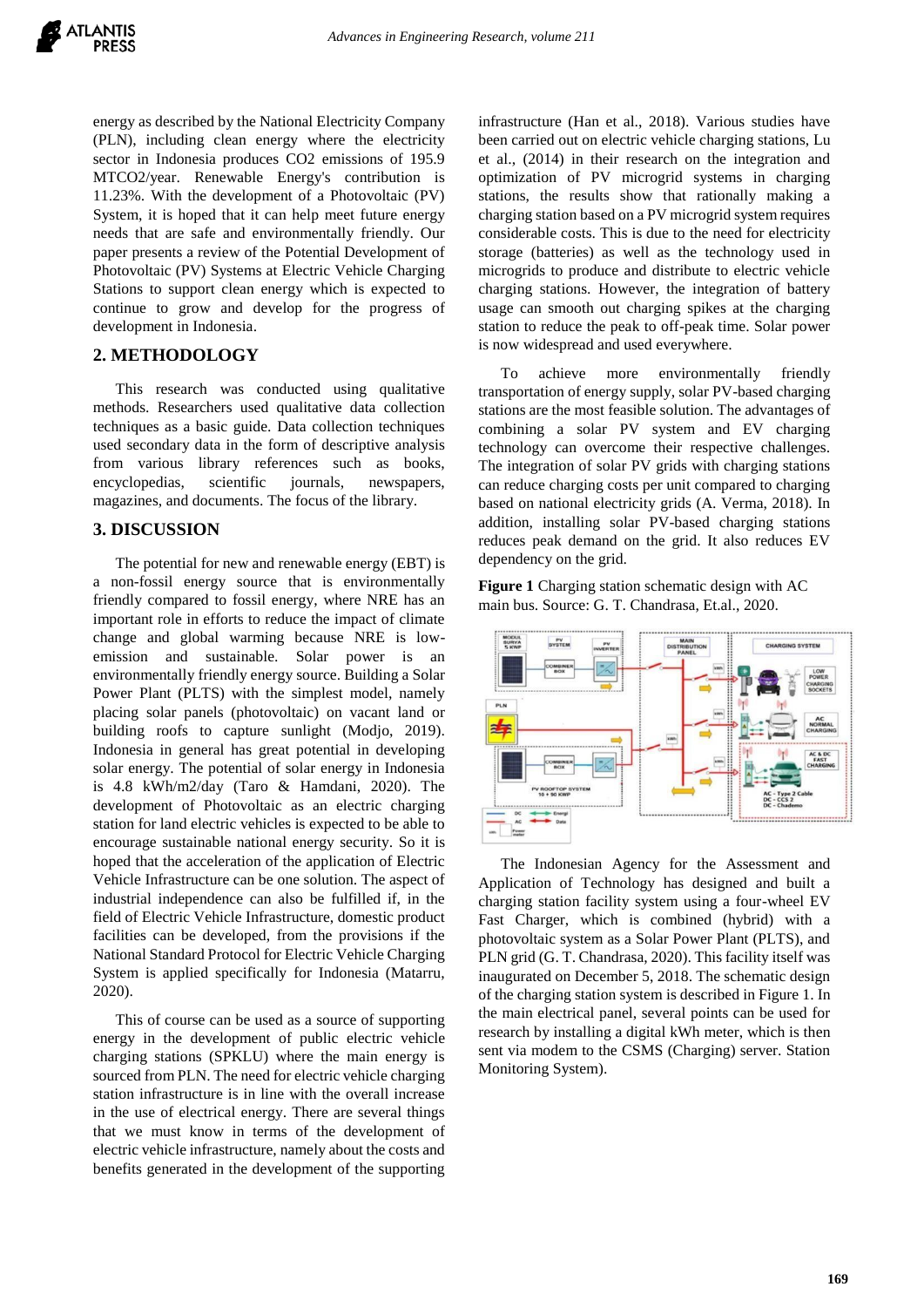energy as described by the National Electricity Company (PLN), including clean energy where the electricity sector in Indonesia produces CO2 emissions of 195.9 MTCO2/year. Renewable Energy's contribution is 11.23%. With the development of a Photovoltaic (PV) System, it is hoped that it can help meet future energy needs that are safe and environmentally friendly. Our paper presents a review of the Potential Development of Photovoltaic (PV) Systems at Electric Vehicle Charging Stations to support clean energy which is expected to continue to grow and develop for the progress of development in Indonesia.

## 2. METHODOLOGY

This research was conducted using qualitative methods. Researchers used qualitative data collection techniques as a basic guide. Data collection techniques used secondary data in the form of descriptive analysis from various library references such as books, encyclopedias, scientific journals, newspapers, magazines, and documents. The focus of the library.

## 3. DISCUSSION

The potential for new and renewable energy (EBT) is a non-fossil energy source that is environmentally friendly compared to fossil energy, where NRE has an important role in efforts to reduce the impact of climate change and global warming because NRE is low-emission and sustainable. Solar power is an environmentally friendly energy source. Building a Solar Power Plant (PLTS) with the simplest model, namely placing solar panels (photovoltaic) on vacant land or building roofs to capture sunlight (Modjo, 2019). Indonesia in general has great potential in developing solar energy. The potential of solar energy in Indonesia is 4.8 kWh/m2/day (Taro & Hamdani, 2020). The development of Photovoltaic as an electric charging station for land electric vehicles is expected to be able to encourage sustainable national energy security. So it is hoped that the acceleration of the application of Electric Vehicle Infrastructure can be one solution. The aspect of industrial independence can also be fulfilled if, in the field of Electric Vehicle Infrastructure, domestic product facilities can be developed, from the provisions if the National Standard Protocol for Electric Vehicle Charging System is applied specifically for Indonesia (Matarru, 2020).

This of course can be used as a source of supporting energy in the development of public electric vehicle charging stations (SPKLU) where the main energy is sourced from PLN. The need for electric vehicle charging station infrastructure is in line with the overall increase in the use of electrical energy. There are several things that we must know in terms of the development of electric vehicle infrastructure, namely about the costs and benefits generated in the development of the supporting infrastructure (Han et al., 2018). Various studies have been carried out on electric vehicle charging stations, Lu et al., (2014) in their research on the integration and optimization of PV microgrid systems in charging stations, the results show that rationally making a charging station based on a PV microgrid system requires considerable costs. This is due to the need for electricity storage (batteries) as well as the technology used in microgrids to produce and distribute to electric vehicle charging stations. However, the integration of battery usage can smooth out charging spikes at the charging station to reduce the peak to off-peak time. Solar power is now widespread and used everywhere.

To achieve more environmentally friendly transportation of energy supply, solar PV-based charging stations are the most feasible solution. The advantages of combining a solar PV system and EV charging technology can overcome their respective challenges. The integration of solar PV grids with charging stations can reduce charging costs per unit compared to charging based on national electricity grids (A. Verma, 2018). In addition, installing solar PV-based charging stations reduces peak demand on the grid. It also reduces EV dependency on the grid.

**Figure 1** Charging station schematic design with AC main bus. Source: G. T. Chandrasa, Et.al., 2020.

The Indonesian Agency for the Assessment and Application of Technology has designed and built a charging station facility system using a four-wheel EV Fast Charger, which is combined (hybrid) with a photovoltaic system as a Solar Power Plant (PLTS), and PLN grid (G. T. Chandrasa, 2020). This facility itself was inaugurated on December 5, 2018. The schematic design of the charging station system is described in Figure 1. In the main electrical panel, several points can be used for research by installing a digital kWh meter, which is then sent via modem to the CSMS (Charging) server. Station Monitoring System).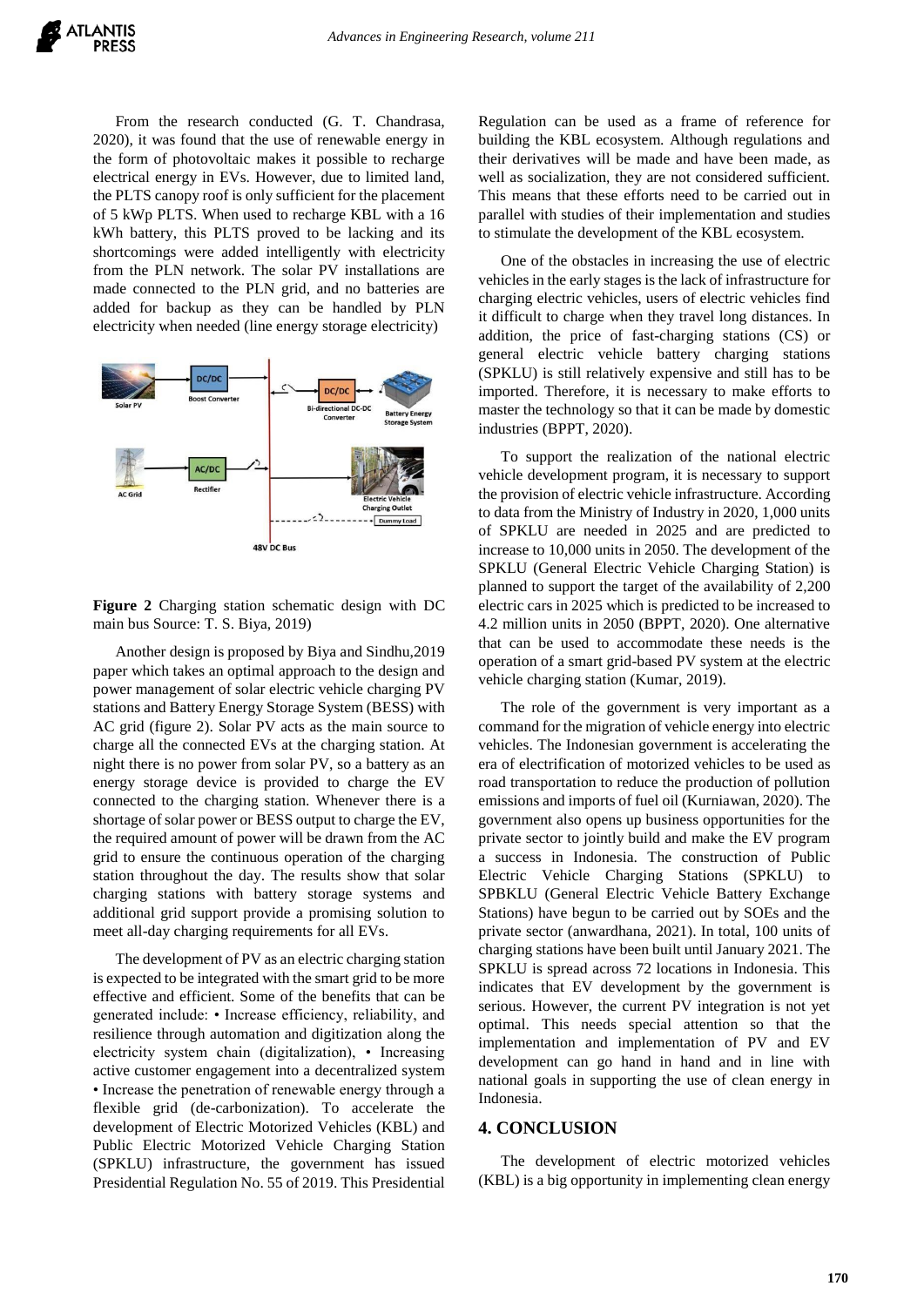From the research conducted (G. T. Chandrasa, 2020), it was found that the use of renewable energy in the form of photovoltaic makes it possible to recharge electrical energy in EVs. However, due to limited land, the PLTS canopy roof is only sufficient for the placement of 5 kWp PLTS. When used to recharge KBL with a 16 kWh battery, this PLTS proved to be lacking and its shortcomings were added intelligently with electricity from the PLN network. The solar PV installations are made connected to the PLN grid, and no batteries are added for backup as they can be handled by PLN electricity when needed (line energy storage electricity)

**Figure 2** Charging station schematic design with DC main bus Source: T. S. Biya, 2019)

Another design is proposed by Biya and Sindhu,2019 paper which takes an optimal approach to the design and power management of solar electric vehicle charging PV stations and Battery Energy Storage System (BESS) with AC grid (figure 2). Solar PV acts as the main source to charge all the connected EVs at the charging station. At night there is no power from solar PV, so a battery as an energy storage device is provided to charge the EV connected to the charging station. Whenever there is a shortage of solar power or BESS output to charge the EV, the required amount of power will be drawn from the AC grid to ensure the continuous operation of the charging station throughout the day. The results show that solar charging stations with battery storage systems and additional grid support provide a promising solution to meet all-day charging requirements for all EVs.

The development of PV as an electric charging station is expected to be integrated with the smart grid to be more effective and efficient. Some of the benefits that can be generated include: • Increase efficiency, reliability, and resilience through automation and digitization along the electricity system chain (digitalization), • Increasing active customer engagement into a decentralized system • Increase the penetration of renewable energy through a flexible grid (de-carbonization). To accelerate the development of Electric Motorized Vehicles (KBL) and Public Electric Motorized Vehicle Charging Station (SPKLU) infrastructure, the government has issued Presidential Regulation No. 55 of 2019. This Presidential Regulation can be used as a frame of reference for building the KBL ecosystem. Although regulations and their derivatives will be made and have been made, as well as socialization, they are not considered sufficient. This means that these efforts need to be carried out in parallel with studies of their implementation and studies to stimulate the development of the KBL ecosystem.

One of the obstacles in increasing the use of electric vehicles in the early stages is the lack of infrastructure for charging electric vehicles, users of electric vehicles find it difficult to charge when they travel long distances. In addition, the price of fast-charging stations (CS) or general electric vehicle battery charging stations (SPKLU) is still relatively expensive and still has to be imported. Therefore, it is necessary to make efforts to master the technology so that it can be made by domestic industries (BPPT, 2020).

To support the realization of the national electric vehicle development program, it is necessary to support the provision of electric vehicle infrastructure. According to data from the Ministry of Industry in 2020, 1,000 units of SPKLU are needed in 2025 and are predicted to increase to 10,000 units in 2050. The development of the SPKLU (General Electric Vehicle Charging Station) is planned to support the target of the availability of 2,200 electric cars in 2025 which is predicted to be increased to 4.2 million units in 2050 (BPPT, 2020). One alternative that can be used to accommodate these needs is the operation of a smart grid-based PV system at the electric vehicle charging station (Kumar, 2019).

The role of the government is very important as a command for the migration of vehicle energy into electric vehicles. The Indonesian government is accelerating the era of electrification of motorized vehicles to be used as road transportation to reduce the production of pollution emissions and imports of fuel oil (Kurniawan, 2020). The government also opens up business opportunities for the private sector to jointly build and make the EV program a success in Indonesia. The construction of Public Electric Vehicle Charging Stations (SPKLU) to SPBKLU (General Electric Vehicle Battery Exchange Stations) have begun to be carried out by SOEs and the private sector (anwardhana, 2021). In total, 100 units of charging stations have been built until January 2021. The SPKLU is spread across 72 locations in Indonesia. This indicates that EV development by the government is serious. However, the current PV integration is not yet optimal. This needs special attention so that the implementation and implementation of PV and EV development can go hand in hand and in line with national goals in supporting the use of clean energy in Indonesia.

## 4. CONCLUSION

The development of electric motorized vehicles (KBL) is a big opportunity in implementing clean energy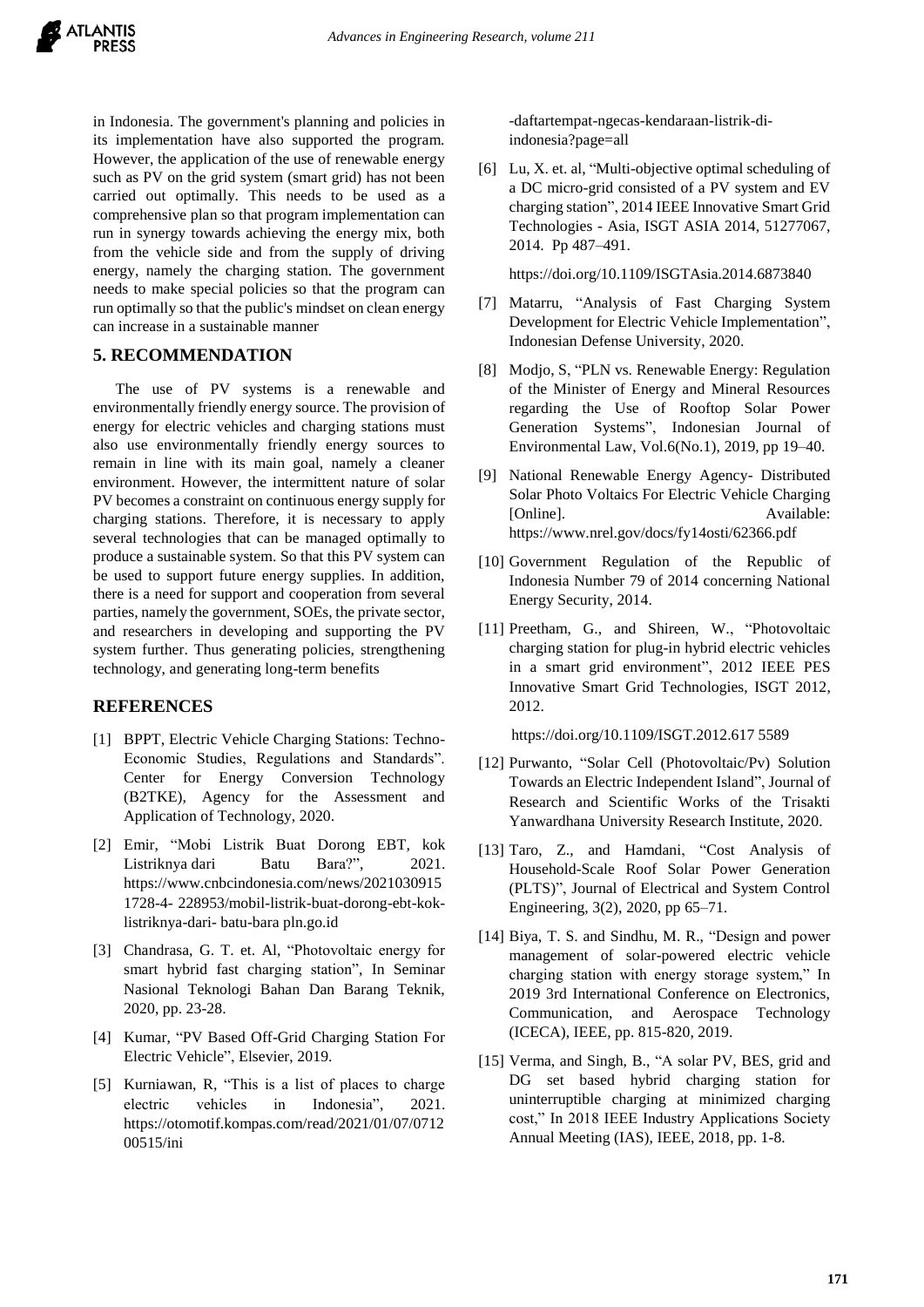in Indonesia. The government's planning and policies in its implementation have also supported the program. However, the application of the use of renewable energy such as PV on the grid system (smart grid) has not been carried out optimally. This needs to be used as a comprehensive plan so that program implementation can run in synergy towards achieving the energy mix, both from the vehicle side and from the supply of driving energy, namely the charging station. The government needs to make special policies so that the program can run optimally so that the public's mindset on clean energy can increase in a sustainable manner

## 5. RECOMMENDATION

The use of PV systems is a renewable and environmentally friendly energy source. The provision of energy for electric vehicles and charging stations must also use environmentally friendly energy sources to remain in line with its main goal, namely a cleaner environment. However, the intermittent nature of solar PV becomes a constraint on continuous energy supply for charging stations. Therefore, it is necessary to apply several technologies that can be managed optimally to produce a sustainable system. So that this PV system can be used to support future energy supplies. In addition, there is a need for support and cooperation from several parties, namely the government, SOEs, the private sector, and researchers in developing and supporting the PV system further. Thus generating policies, strengthening technology, and generating long-term benefits

## REFERENCES

[1] BPPT, Electric Vehicle Charging Stations: Techno-Economic Studies, Regulations and Standards". Center for Energy Conversion Technology (B2TKE), Agency for the Assessment and Application of Technology, 2020.

[2] Emir, "Mobi Listrik Buat Dorong EBT, kok Listriknya dari Batu Bara?", 2021. https://www.cnbcindonesia.com/news/20210309151728-4- 228953/mobil-listrik-buat-dorong-ebt-kok-listriknya-dari- batu-bara pln.go.id

[3] Chandrasa, G. T. et. Al, "Photovoltaic energy for smart hybrid fast charging station", In Seminar Nasional Teknologi Bahan Dan Barang Teknik, 2020, pp. 23-28.

[4] Kumar, "PV Based Off-Grid Charging Station For Electric Vehicle", Elsevier, 2019.

[5] Kurniawan, R, "This is a list of places to charge electric vehicles in Indonesia", 2021. https://otomotif.kompas.com/read/2021/01/07/071200515/ini-daftartempat-ngecas-kendaraan-listrik-di-indonesia?page=all

[6] Lu, X. et. al, "Multi-objective optimal scheduling of a DC micro-grid consisted of a PV system and EV charging station", 2014 IEEE Innovative Smart Grid Technologies - Asia, ISGT ASIA 2014, 51277067, 2014. Pp 487–491.

https://doi.org/10.1109/ISGTAsia.2014.6873840

[7] Matarru, "Analysis of Fast Charging System Development for Electric Vehicle Implementation", Indonesian Defense University, 2020.

[8] Modjo, S, "PLN vs. Renewable Energy: Regulation of the Minister of Energy and Mineral Resources regarding the Use of Rooftop Solar Power Generation Systems", Indonesian Journal of Environmental Law, Vol.6(No.1), 2019, pp 19–40.

[9] National Renewable Energy Agency- Distributed Solar Photo Voltaics For Electric Vehicle Charging [Online]. Available: https://www.nrel.gov/docs/fy14osti/62366.pdf

[10] Government Regulation of the Republic of Indonesia Number 79 of 2014 concerning National Energy Security, 2014.

[11] Preetham, G., and Shireen, W., "Photovoltaic charging station for plug-in hybrid electric vehicles in a smart grid environment", 2012 IEEE PES Innovative Smart Grid Technologies, ISGT 2012, 2012.

https://doi.org/10.1109/ISGT.2012.617 5589

[12] Purwanto, "Solar Cell (Photovoltaic/Pv) Solution Towards an Electric Independent Island", Journal of Research and Scientific Works of the Trisakti Yanwardhana University Research Institute, 2020.

[13] Taro, Z., and Hamdani, "Cost Analysis of Household-Scale Roof Solar Power Generation (PLTS)", Journal of Electrical and System Control Engineering, 3(2), 2020, pp 65–71.

[14] Biya, T. S. and Sindhu, M. R., "Design and power management of solar-powered electric vehicle charging station with energy storage system," In 2019 3rd International Conference on Electronics, Communication, and Aerospace Technology (ICECA), IEEE, pp. 815-820, 2019.

[15] Verma, and Singh, B., "A solar PV, BES, grid and DG set based hybrid charging station for uninterruptible charging at minimized charging cost," In 2018 IEEE Industry Applications Society Annual Meeting (IAS), IEEE, 2018, pp. 1-8.